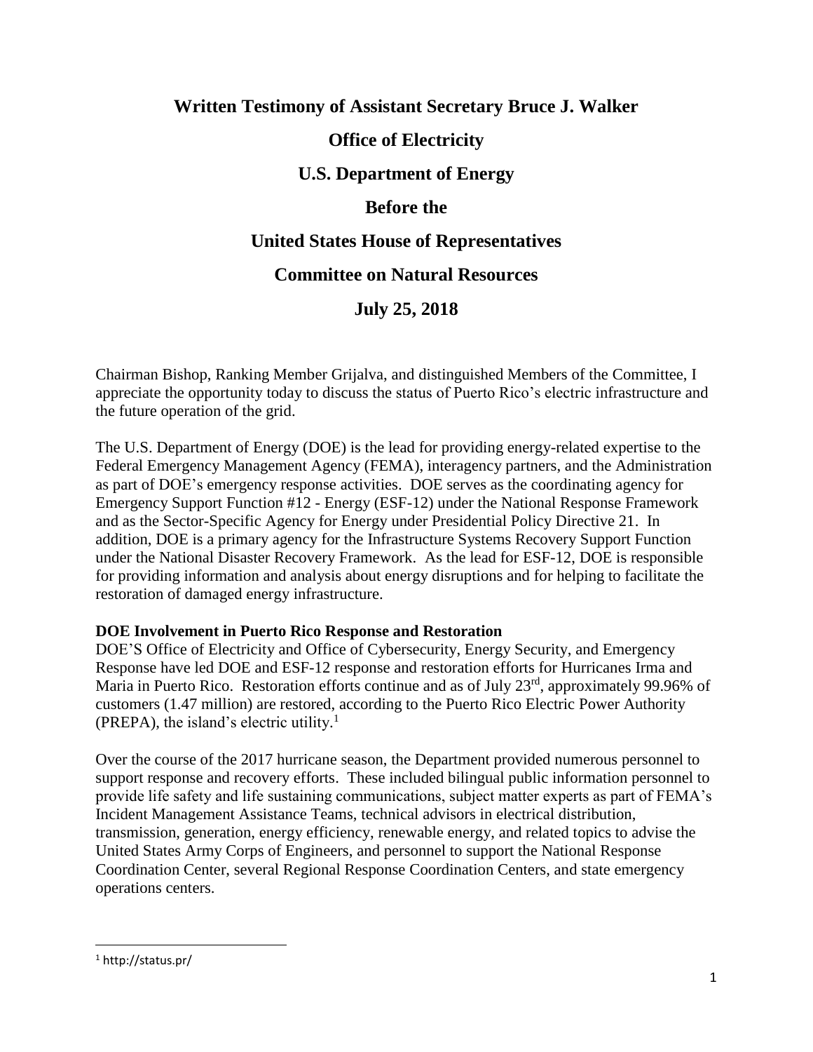# Written Testimony of Assistant Secretary Bruce J. Walker

## Office of Electricity

## U.S. Department of Energy

## Before the

## United States House of Representatives

## Committee on Natural Resources

## July 25, 2018

Chairman Bishop, Ranking Member Grijalva, and distinguished Members of the Committee, I appreciate the opportunity today to discuss the status of Puerto Rico's electric infrastructure and the future operation of the grid.

The U.S. Department of Energy (DOE) is the lead for providing energy-related expertise to the Federal Emergency Management Agency (FEMA), interagency partners, and the Administration as part of DOE's emergency response activities. DOE serves as the coordinating agency for Emergency Support Function #12 - Energy (ESF-12) under the National Response Framework and as the Sector-Specific Agency for Energy under Presidential Policy Directive 21. In addition, DOE is a primary agency for the Infrastructure Systems Recovery Support Function under the National Disaster Recovery Framework. As the lead for ESF-12, DOE is responsible for providing information and analysis about energy disruptions and for helping to facilitate the restoration of damaged energy infrastructure.

**DOE Involvement in Puerto Rico Response and Restoration**

DOE'S Office of Electricity and Office of Cybersecurity, Energy Security, and Emergency Response have led DOE and ESF-12 response and restoration efforts for Hurricanes Irma and Maria in Puerto Rico. Restoration efforts continue and as of July 23rd, approximately 99.96% of customers (1.47 million) are restored, according to the Puerto Rico Electric Power Authority (PREPA), the island's electric utility.[1]

Over the course of the 2017 hurricane season, the Department provided numerous personnel to support response and recovery efforts. These included bilingual public information personnel to provide life safety and life sustaining communications, subject matter experts as part of FEMA's Incident Management Assistance Teams, technical advisors in electrical distribution, transmission, generation, energy efficiency, renewable energy, and related topics to advise the United States Army Corps of Engineers, and personnel to support the National Response Coordination Center, several Regional Response Coordination Centers, and state emergency operations centers.

[1] http://status.pr/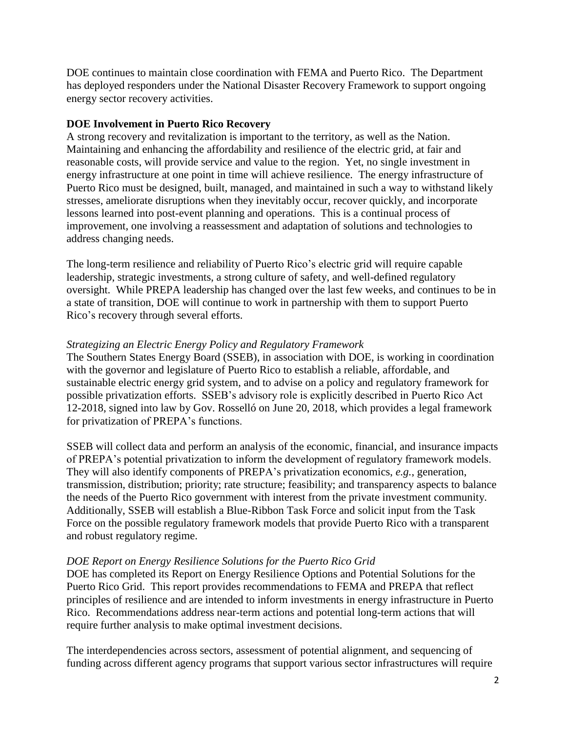DOE continues to maintain close coordination with FEMA and Puerto Rico. The Department has deployed responders under the National Disaster Recovery Framework to support ongoing energy sector recovery activities.

**DOE Involvement in Puerto Rico Recovery**

A strong recovery and revitalization is important to the territory, as well as the Nation. Maintaining and enhancing the affordability and resilience of the electric grid, at fair and reasonable costs, will provide service and value to the region. Yet, no single investment in energy infrastructure at one point in time will achieve resilience. The energy infrastructure of Puerto Rico must be designed, built, managed, and maintained in such a way to withstand likely stresses, ameliorate disruptions when they inevitably occur, recover quickly, and incorporate lessons learned into post-event planning and operations. This is a continual process of improvement, one involving a reassessment and adaptation of solutions and technologies to address changing needs.

The long-term resilience and reliability of Puerto Rico's electric grid will require capable leadership, strategic investments, a strong culture of safety, and well-defined regulatory oversight. While PREPA leadership has changed over the last few weeks, and continues to be in a state of transition, DOE will continue to work in partnership with them to support Puerto Rico's recovery through several efforts.

*Strategizing an Electric Energy Policy and Regulatory Framework*

The Southern States Energy Board (SSEB), in association with DOE, is working in coordination with the governor and legislature of Puerto Rico to establish a reliable, affordable, and sustainable electric energy grid system, and to advise on a policy and regulatory framework for possible privatization efforts. SSEB's advisory role is explicitly described in Puerto Rico Act 12-2018, signed into law by Gov. Rosselló on June 20, 2018, which provides a legal framework for privatization of PREPA's functions.

SSEB will collect data and perform an analysis of the economic, financial, and insurance impacts of PREPA's potential privatization to inform the development of regulatory framework models. They will also identify components of PREPA's privatization economics, *e.g.*, generation, transmission, distribution; priority; rate structure; feasibility; and transparency aspects to balance the needs of the Puerto Rico government with interest from the private investment community. Additionally, SSEB will establish a Blue-Ribbon Task Force and solicit input from the Task Force on the possible regulatory framework models that provide Puerto Rico with a transparent and robust regulatory regime.

*DOE Report on Energy Resilience Solutions for the Puerto Rico Grid*

DOE has completed its Report on Energy Resilience Options and Potential Solutions for the Puerto Rico Grid. This report provides recommendations to FEMA and PREPA that reflect principles of resilience and are intended to inform investments in energy infrastructure in Puerto Rico. Recommendations address near-term actions and potential long-term actions that will require further analysis to make optimal investment decisions.

The interdependencies across sectors, assessment of potential alignment, and sequencing of funding across different agency programs that support various sector infrastructures will require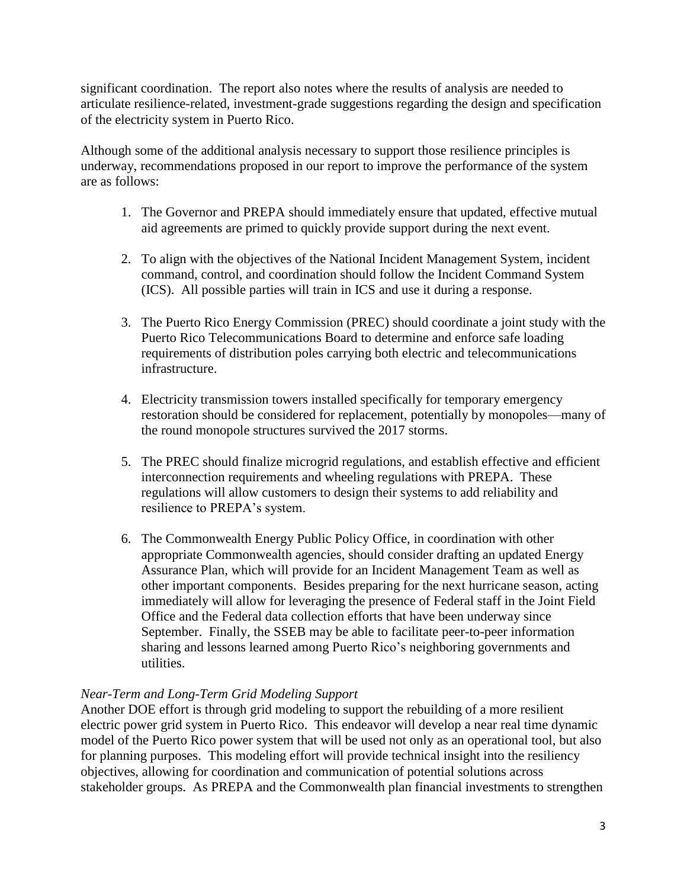significant coordination. The report also notes where the results of analysis are needed to articulate resilience-related, investment-grade suggestions regarding the design and specification of the electricity system in Puerto Rico.

Although some of the additional analysis necessary to support those resilience principles is underway, recommendations proposed in our report to improve the performance of the system are as follows:

1. The Governor and PREPA should immediately ensure that updated, effective mutual aid agreements are primed to quickly provide support during the next event.

2. To align with the objectives of the National Incident Management System, incident command, control, and coordination should follow the Incident Command System (ICS). All possible parties will train in ICS and use it during a response.

3. The Puerto Rico Energy Commission (PREC) should coordinate a joint study with the Puerto Rico Telecommunications Board to determine and enforce safe loading requirements of distribution poles carrying both electric and telecommunications infrastructure.

4. Electricity transmission towers installed specifically for temporary emergency restoration should be considered for replacement, potentially by monopoles—many of the round monopole structures survived the 2017 storms.

5. The PREC should finalize microgrid regulations, and establish effective and efficient interconnection requirements and wheeling regulations with PREPA. These regulations will allow customers to design their systems to add reliability and resilience to PREPA's system.

6. The Commonwealth Energy Public Policy Office, in coordination with other appropriate Commonwealth agencies, should consider drafting an updated Energy Assurance Plan, which will provide for an Incident Management Team as well as other important components. Besides preparing for the next hurricane season, acting immediately will allow for leveraging the presence of Federal staff in the Joint Field Office and the Federal data collection efforts that have been underway since September. Finally, the SSEB may be able to facilitate peer-to-peer information sharing and lessons learned among Puerto Rico's neighboring governments and utilities.

*Near-Term and Long-Term Grid Modeling Support*

Another DOE effort is through grid modeling to support the rebuilding of a more resilient electric power grid system in Puerto Rico. This endeavor will develop a near real time dynamic model of the Puerto Rico power system that will be used not only as an operational tool, but also for planning purposes. This modeling effort will provide technical insight into the resiliency objectives, allowing for coordination and communication of potential solutions across stakeholder groups. As PREPA and the Commonwealth plan financial investments to strengthen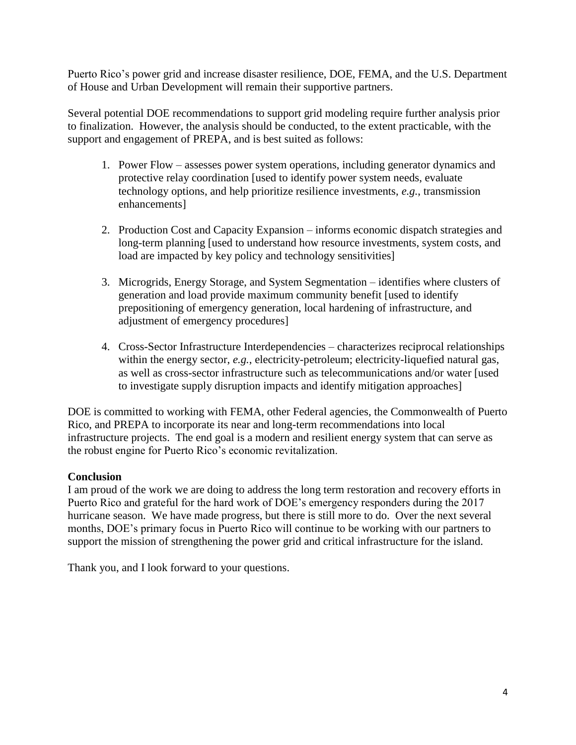Puerto Rico's power grid and increase disaster resilience, DOE, FEMA, and the U.S. Department of House and Urban Development will remain their supportive partners.

Several potential DOE recommendations to support grid modeling require further analysis prior to finalization. However, the analysis should be conducted, to the extent practicable, with the support and engagement of PREPA, and is best suited as follows:

1. Power Flow – assesses power system operations, including generator dynamics and protective relay coordination [used to identify power system needs, evaluate technology options, and help prioritize resilience investments, *e.g.*, transmission enhancements]

2. Production Cost and Capacity Expansion – informs economic dispatch strategies and long-term planning [used to understand how resource investments, system costs, and load are impacted by key policy and technology sensitivities]

3. Microgrids, Energy Storage, and System Segmentation – identifies where clusters of generation and load provide maximum community benefit [used to identify prepositioning of emergency generation, local hardening of infrastructure, and adjustment of emergency procedures]

4. Cross-Sector Infrastructure Interdependencies – characterizes reciprocal relationships within the energy sector, *e.g.*, electricity-petroleum; electricity-liquefied natural gas, as well as cross-sector infrastructure such as telecommunications and/or water [used to investigate supply disruption impacts and identify mitigation approaches]

DOE is committed to working with FEMA, other Federal agencies, the Commonwealth of Puerto Rico, and PREPA to incorporate its near and long-term recommendations into local infrastructure projects. The end goal is a modern and resilient energy system that can serve as the robust engine for Puerto Rico's economic revitalization.

**Conclusion**

I am proud of the work we are doing to address the long term restoration and recovery efforts in Puerto Rico and grateful for the hard work of DOE's emergency responders during the 2017 hurricane season. We have made progress, but there is still more to do. Over the next several months, DOE's primary focus in Puerto Rico will continue to be working with our partners to support the mission of strengthening the power grid and critical infrastructure for the island.

Thank you, and I look forward to your questions.